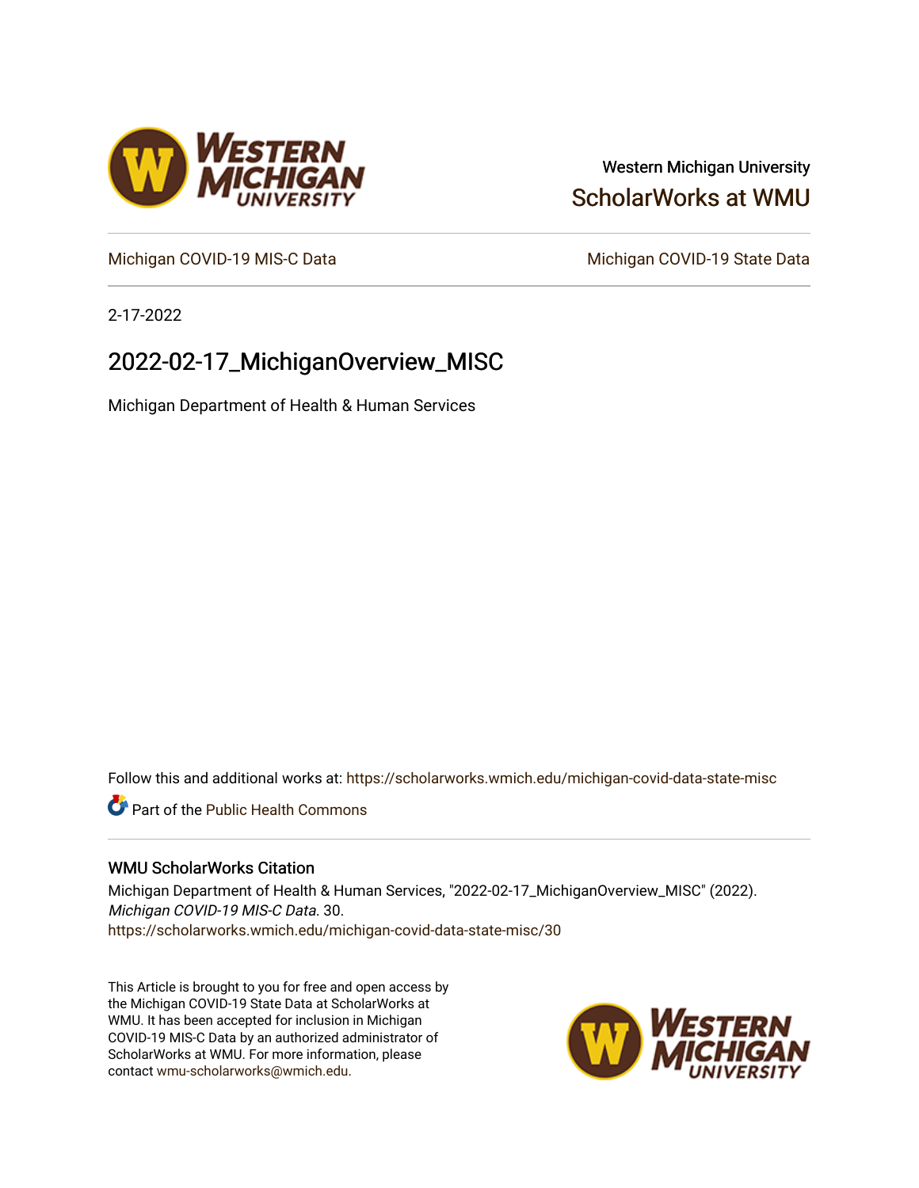Western Michigan University

ScholarWorks at WMU

Michigan COVID-19 MIS-C Data

Michigan COVID-19 State Data

2-17-2022

# 2022-02-17_MichiganOverview_MISC

Michigan Department of Health & Human Services

Follow this and additional works at: https://scholarworks.wmich.edu/michigan-covid-data-state-misc

Part of the Public Health Commons

## WMU ScholarWorks Citation

Michigan Department of Health & Human Services, "2022-02-17_MichiganOverview_MISC" (2022). *Michigan COVID-19 MIS-C Data*. 30.
https://scholarworks.wmich.edu/michigan-covid-data-state-misc/30

This Article is brought to you for free and open access by the Michigan COVID-19 State Data at ScholarWorks at WMU. It has been accepted for inclusion in Michigan COVID-19 MIS-C Data by an authorized administrator of ScholarWorks at WMU. For more information, please contact wmu-scholarworks@wmich.edu.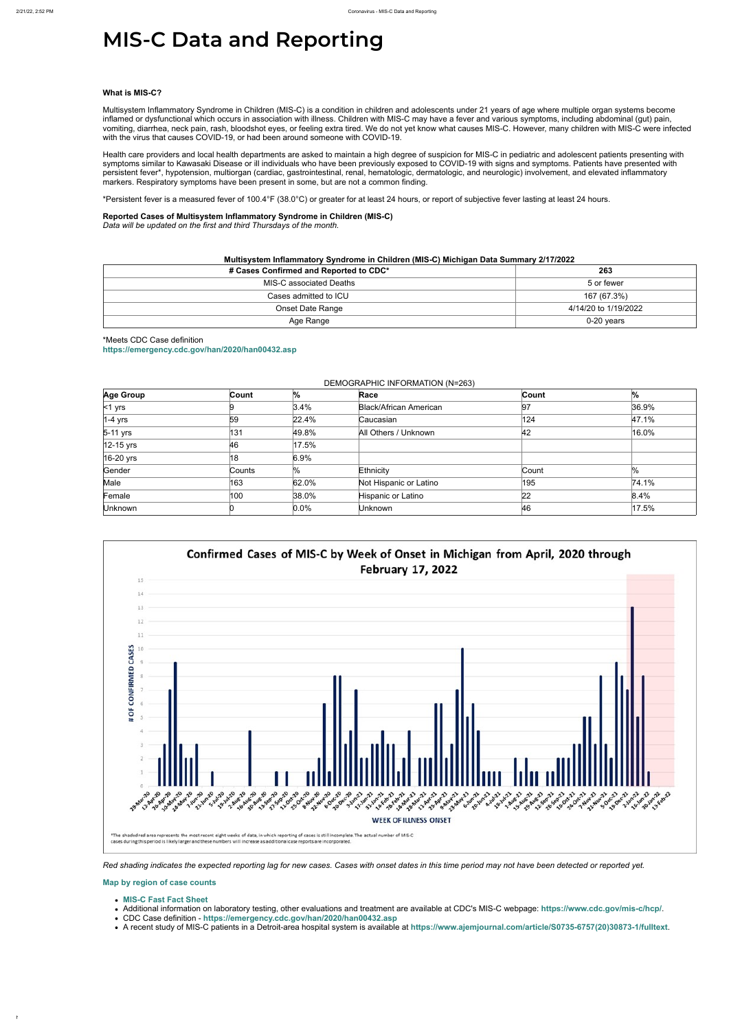# MIS-C Data and Reporting

**What is MIS-C?**

Multisystem Inflammatory Syndrome in Children (MIS-C) is a condition in children and adolescents under 21 years of age where multiple organ systems become inflamed or dysfunctional which occurs in association with illness. Children with MIS-C may have a fever and various symptoms, including abdominal (gut) pain, vomiting, diarrhea, neck pain, rash, bloodshot eyes, or feeling extra tired. We do not yet know what causes MIS-C. However, many children with MIS-C were infected with the virus that causes COVID-19, or had been around someone with COVID-19.

Health care providers and local health departments are asked to maintain a high degree of suspicion for MIS-C in pediatric and adolescent patients presenting with symptoms similar to Kawasaki Disease or ill individuals who have been previously exposed to COVID-19 with signs and symptoms. Patients have presented with persistent fever*, hypotension, multiorgan (cardiac, gastrointestinal, renal, hematologic, dermatologic, and neurologic) involvement, and elevated inflammatory markers. Respiratory symptoms have been present in some, but are not a common finding.

*Persistent fever is a measured fever of 100.4°F (38.0°C) or greater for at least 24 hours, or report of subjective fever lasting at least 24 hours.

**Reported Cases of Multisystem Inflammatory Syndrome in Children (MIS-C)**
*Data will be updated on the first and third Thursdays of the month.*

**Multisystem Inflammatory Syndrome in Children (MIS-C) Michigan Data Summary 2/17/2022**

| # Cases Confirmed and Reported to CDC* | 263 |
|---|---|
| MIS-C associated Deaths | 5 or fewer |
| Cases admitted to ICU | 167 (67.3%) |
| Onset Date Range | 4/14/20 to 1/19/2022 |
| Age Range | 0-20 years |

*Meets CDC Case definition
https://emergency.cdc.gov/han/2020/han00432.asp

DEMOGRAPHIC INFORMATION (N=263)

| Age Group | Count | % | Race | Count | % |
|---|---|---|---|---|---|
| <1 yrs | 9 | 3.4% | Black/African American | 97 | 36.9% |
| 1-4 yrs | 59 | 22.4% | Caucasian | 124 | 47.1% |
| 5-11 yrs | 131 | 49.8% | All Others / Unknown | 42 | 16.0% |
| 12-15 yrs | 46 | 17.5% | | | |
| 16-20 yrs | 18 | 6.9% | | | |
| Gender | Counts | % | Ethnicity | Count | % |
| Male | 163 | 62.0% | Not Hispanic or Latino | 195 | 74.1% |
| Female | 100 | 38.0% | Hispanic or Latino | 22 | 8.4% |
| Unknown | 0 | 0.0% | Unknown | 46 | 17.5% |

Confirmed Cases of MIS-C by Week of Onset in Michigan from April, 2020 through February 17, 2022

# OF CONFIRMED CASES

WEEK OF ILLNESS ONSET

*The shaded red area represents the most recent eight weeks of data, in which reporting of cases is still incomplete. The actual number of MIS-C cases during this period is likely larger and these numbers will increase as additional case reports are incorporated.

*Red shading indicates the expected reporting lag for new cases. Cases with onset dates in this time period may not have been detected or reported yet.*

**Map by region of case counts**

- **MIS-C Fast Fact Sheet**
- Additional information on laboratory testing, other evaluations and treatment are available at CDC's MIS-C webpage: **https://www.cdc.gov/mis-c/hcp/**.
- CDC Case definition - **https://emergency.cdc.gov/han/2020/han00432.asp**
- A recent study of MIS-C patients in a Detroit-area hospital system is available at **https://www.ajemjournal.com/article/S0735-6757(20)30873-1/fulltext**.